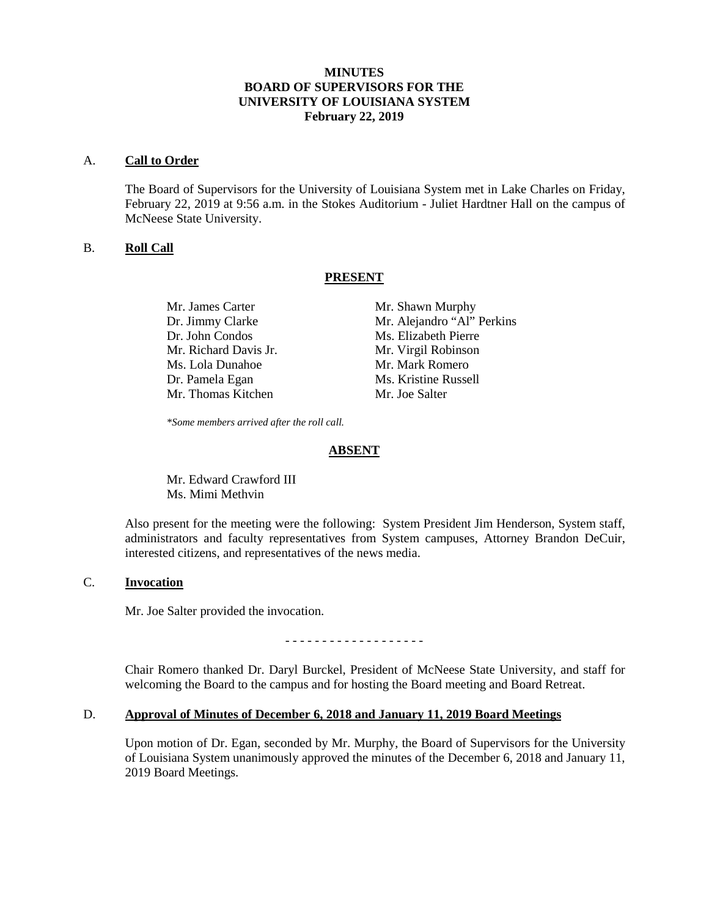**MINUTES**
**BOARD OF SUPERVISORS FOR THE**
**UNIVERSITY OF LOUISIANA SYSTEM**
**February 22, 2019**

A. **Call to Order**

The Board of Supervisors for the University of Louisiana System met in Lake Charles on Friday, February 22, 2019 at 9:56 a.m. in the Stokes Auditorium - Juliet Hardtner Hall on the campus of McNeese State University.

B. **Roll Call**

**PRESENT**

Mr. James Carter
Dr. Jimmy Clarke
Dr. John Condos
Mr. Richard Davis Jr.
Ms. Lola Dunahoe
Dr. Pamela Egan
Mr. Thomas Kitchen
Mr. Shawn Murphy
Mr. Alejandro "Al" Perkins
Ms. Elizabeth Pierre
Mr. Virgil Robinson
Mr. Mark Romero
Ms. Kristine Russell
Mr. Joe Salter

*\*Some members arrived after the roll call.*

**ABSENT**

Mr. Edward Crawford III
Ms. Mimi Methvin

Also present for the meeting were the following: System President Jim Henderson, System staff, administrators and faculty representatives from System campuses, Attorney Brandon DeCuir, interested citizens, and representatives of the news media.

C. **Invocation**

Mr. Joe Salter provided the invocation.

\- - - - - - - - - - - - - - - - - - -

Chair Romero thanked Dr. Daryl Burckel, President of McNeese State University, and staff for welcoming the Board to the campus and for hosting the Board meeting and Board Retreat.

D. **Approval of Minutes of December 6, 2018 and January 11, 2019 Board Meetings**

Upon motion of Dr. Egan, seconded by Mr. Murphy, the Board of Supervisors for the University of Louisiana System unanimously approved the minutes of the December 6, 2018 and January 11, 2019 Board Meetings.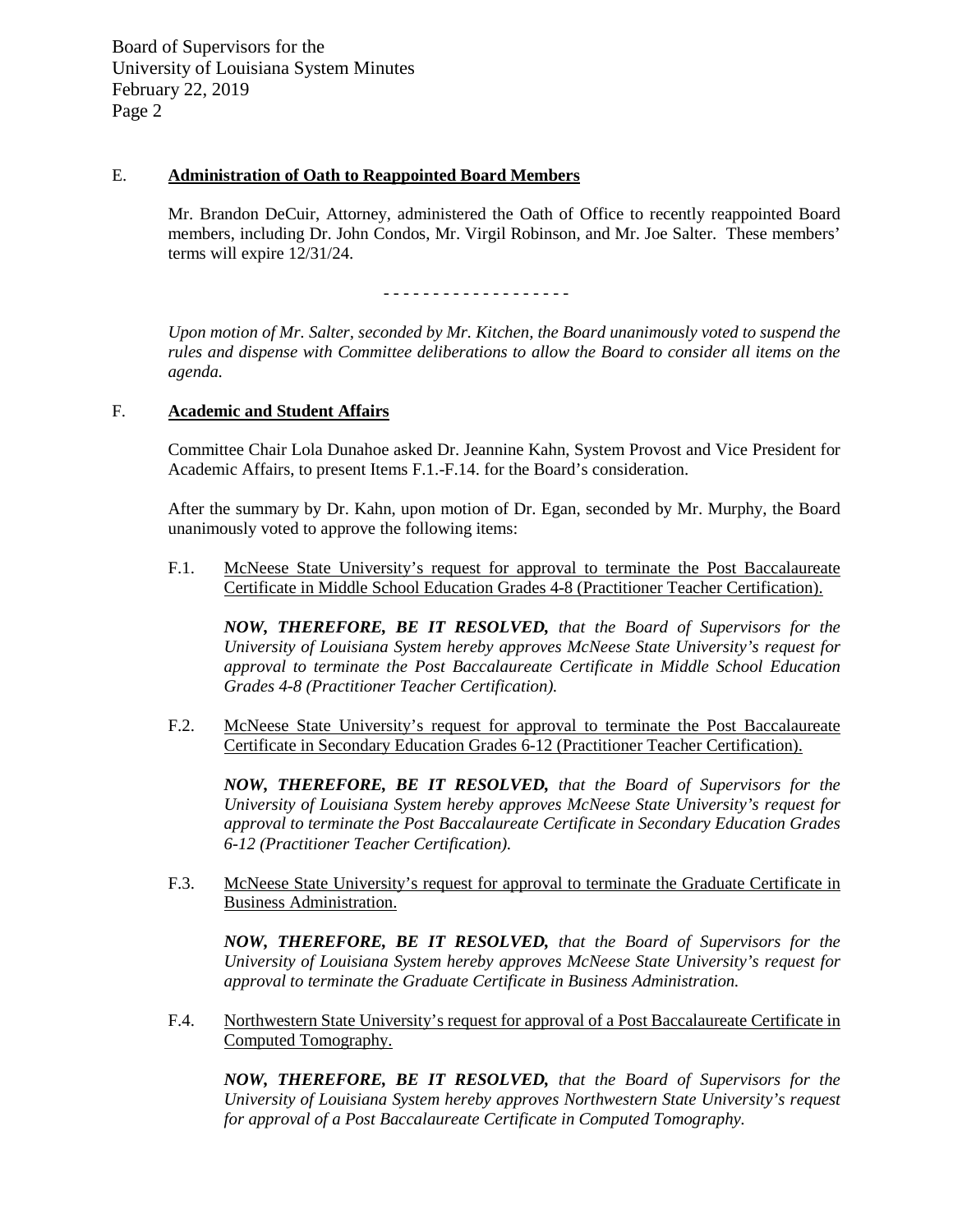## E. Administration of Oath to Reappointed Board Members

Mr. Brandon DeCuir, Attorney, administered the Oath of Office to recently reappointed Board members, including Dr. John Condos, Mr. Virgil Robinson, and Mr. Joe Salter. These members' terms will expire 12/31/24.

\- - - - - - - - - - - - - - - - - - -

*Upon motion of Mr. Salter, seconded by Mr. Kitchen, the Board unanimously voted to suspend the rules and dispense with Committee deliberations to allow the Board to consider all items on the agenda.*

## F. Academic and Student Affairs

Committee Chair Lola Dunahoe asked Dr. Jeannine Kahn, System Provost and Vice President for Academic Affairs, to present Items F.1.-F.14. for the Board's consideration.

After the summary by Dr. Kahn, upon motion of Dr. Egan, seconded by Mr. Murphy, the Board unanimously voted to approve the following items:

F.1. McNeese State University's request for approval to terminate the Post Baccalaureate Certificate in Middle School Education Grades 4-8 (Practitioner Teacher Certification).

***NOW, THEREFORE, BE IT RESOLVED,*** *that the Board of Supervisors for the University of Louisiana System hereby approves McNeese State University's request for approval to terminate the Post Baccalaureate Certificate in Middle School Education Grades 4-8 (Practitioner Teacher Certification).*

F.2. McNeese State University's request for approval to terminate the Post Baccalaureate Certificate in Secondary Education Grades 6-12 (Practitioner Teacher Certification).

***NOW, THEREFORE, BE IT RESOLVED,*** *that the Board of Supervisors for the University of Louisiana System hereby approves McNeese State University's request for approval to terminate the Post Baccalaureate Certificate in Secondary Education Grades 6-12 (Practitioner Teacher Certification).*

F.3. McNeese State University's request for approval to terminate the Graduate Certificate in Business Administration.

***NOW, THEREFORE, BE IT RESOLVED,*** *that the Board of Supervisors for the University of Louisiana System hereby approves McNeese State University's request for approval to terminate the Graduate Certificate in Business Administration.*

F.4. Northwestern State University's request for approval of a Post Baccalaureate Certificate in Computed Tomography.

***NOW, THEREFORE, BE IT RESOLVED,*** *that the Board of Supervisors for the University of Louisiana System hereby approves Northwestern State University's request for approval of a Post Baccalaureate Certificate in Computed Tomography.*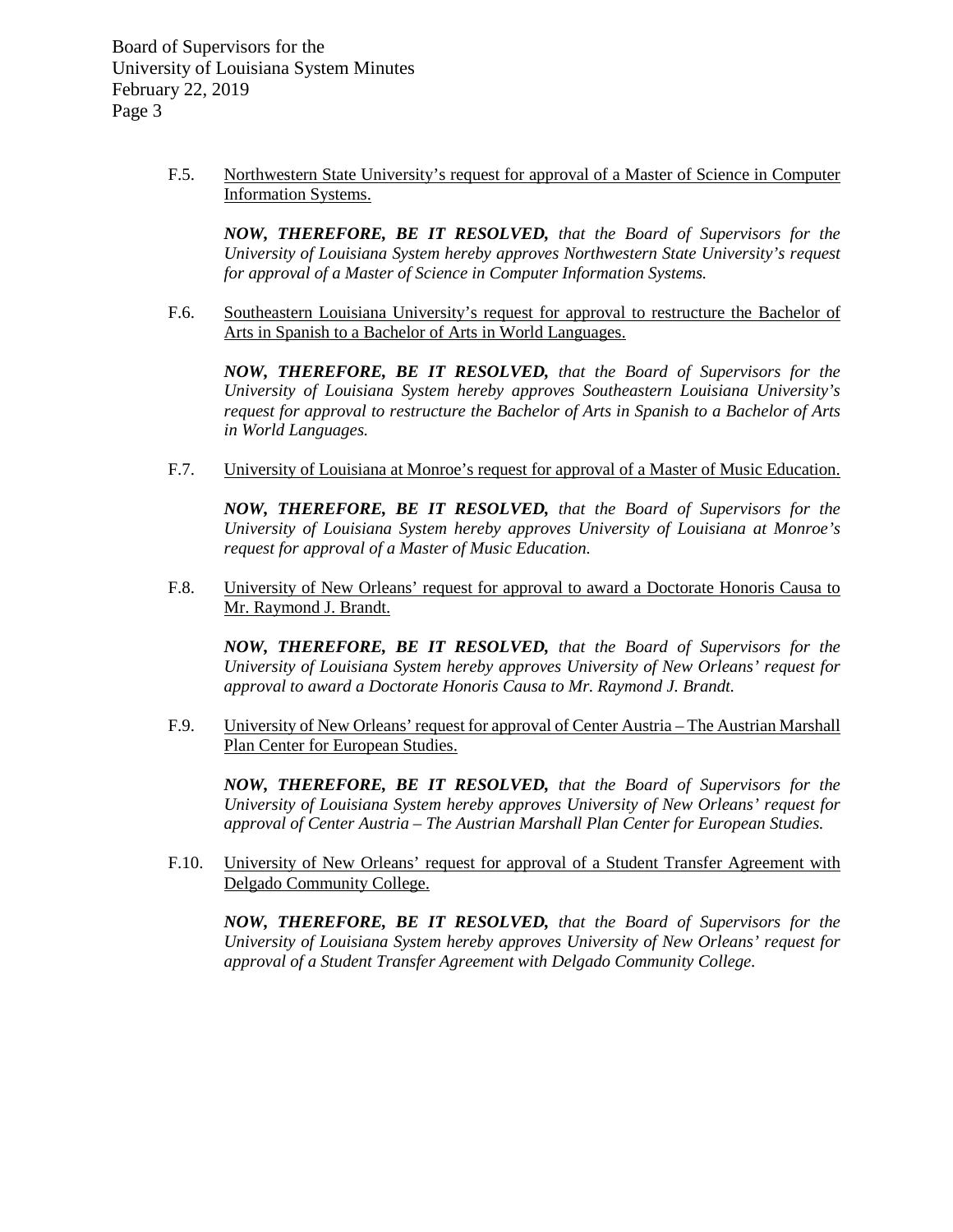F.5. Northwestern State University's request for approval of a Master of Science in Computer Information Systems.

***NOW, THEREFORE, BE IT RESOLVED,*** *that the Board of Supervisors for the University of Louisiana System hereby approves Northwestern State University's request for approval of a Master of Science in Computer Information Systems.*

F.6. Southeastern Louisiana University's request for approval to restructure the Bachelor of Arts in Spanish to a Bachelor of Arts in World Languages.

***NOW, THEREFORE, BE IT RESOLVED,*** *that the Board of Supervisors for the University of Louisiana System hereby approves Southeastern Louisiana University's request for approval to restructure the Bachelor of Arts in Spanish to a Bachelor of Arts in World Languages.*

F.7. University of Louisiana at Monroe's request for approval of a Master of Music Education.

***NOW, THEREFORE, BE IT RESOLVED,*** *that the Board of Supervisors for the University of Louisiana System hereby approves University of Louisiana at Monroe's request for approval of a Master of Music Education.*

F.8. University of New Orleans' request for approval to award a Doctorate Honoris Causa to Mr. Raymond J. Brandt.

***NOW, THEREFORE, BE IT RESOLVED,*** *that the Board of Supervisors for the University of Louisiana System hereby approves University of New Orleans' request for approval to award a Doctorate Honoris Causa to Mr. Raymond J. Brandt.*

F.9. University of New Orleans' request for approval of Center Austria – The Austrian Marshall Plan Center for European Studies.

***NOW, THEREFORE, BE IT RESOLVED,*** *that the Board of Supervisors for the University of Louisiana System hereby approves University of New Orleans' request for approval of Center Austria – The Austrian Marshall Plan Center for European Studies.*

F.10. University of New Orleans' request for approval of a Student Transfer Agreement with Delgado Community College.

***NOW, THEREFORE, BE IT RESOLVED,*** *that the Board of Supervisors for the University of Louisiana System hereby approves University of New Orleans' request for approval of a Student Transfer Agreement with Delgado Community College.*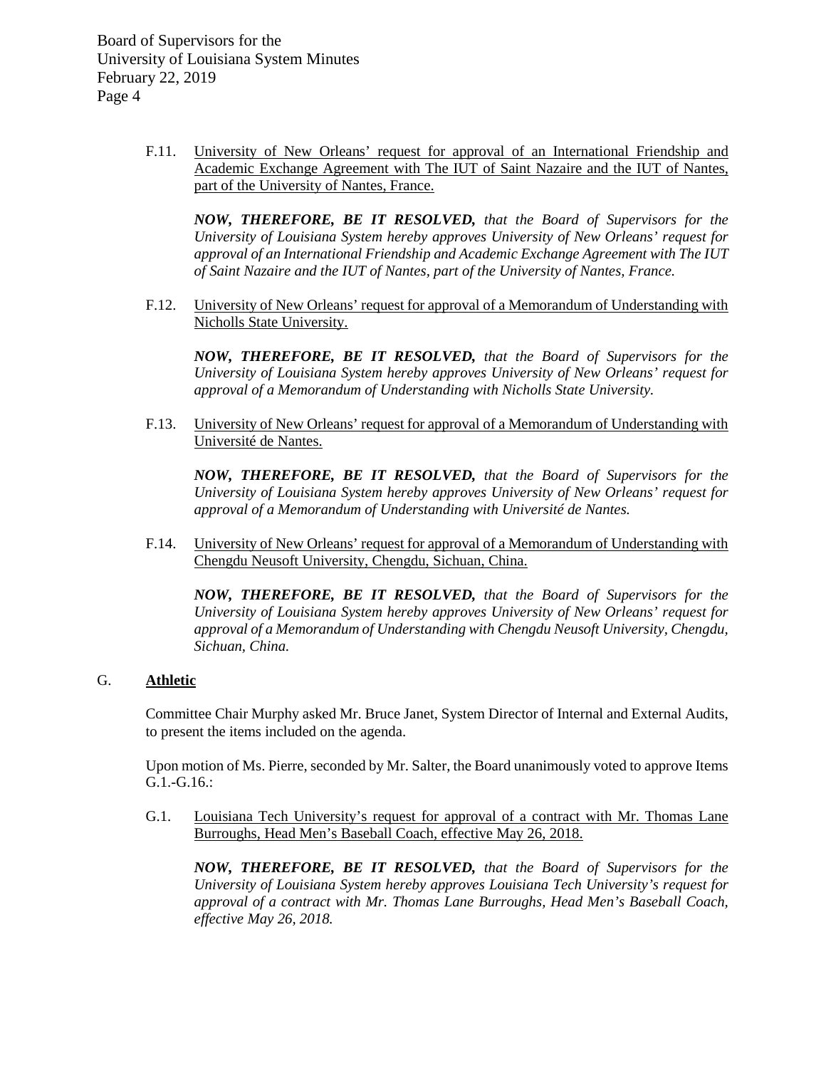F.11. University of New Orleans' request for approval of an International Friendship and Academic Exchange Agreement with The IUT of Saint Nazaire and the IUT of Nantes, part of the University of Nantes, France.

***NOW, THEREFORE, BE IT RESOLVED,*** *that the Board of Supervisors for the University of Louisiana System hereby approves University of New Orleans' request for approval of an International Friendship and Academic Exchange Agreement with The IUT of Saint Nazaire and the IUT of Nantes, part of the University of Nantes, France.*

F.12. University of New Orleans' request for approval of a Memorandum of Understanding with Nicholls State University.

***NOW, THEREFORE, BE IT RESOLVED,*** *that the Board of Supervisors for the University of Louisiana System hereby approves University of New Orleans' request for approval of a Memorandum of Understanding with Nicholls State University.*

F.13. University of New Orleans' request for approval of a Memorandum of Understanding with Université de Nantes.

***NOW, THEREFORE, BE IT RESOLVED,*** *that the Board of Supervisors for the University of Louisiana System hereby approves University of New Orleans' request for approval of a Memorandum of Understanding with Université de Nantes.*

F.14. University of New Orleans' request for approval of a Memorandum of Understanding with Chengdu Neusoft University, Chengdu, Sichuan, China.

***NOW, THEREFORE, BE IT RESOLVED,*** *that the Board of Supervisors for the University of Louisiana System hereby approves University of New Orleans' request for approval of a Memorandum of Understanding with Chengdu Neusoft University, Chengdu, Sichuan, China.*

## G. **Athletic**

Committee Chair Murphy asked Mr. Bruce Janet, System Director of Internal and External Audits, to present the items included on the agenda.

Upon motion of Ms. Pierre, seconded by Mr. Salter, the Board unanimously voted to approve Items G.1.-G.16.:

G.1. Louisiana Tech University's request for approval of a contract with Mr. Thomas Lane Burroughs, Head Men's Baseball Coach, effective May 26, 2018.

***NOW, THEREFORE, BE IT RESOLVED,*** *that the Board of Supervisors for the University of Louisiana System hereby approves Louisiana Tech University's request for approval of a contract with Mr. Thomas Lane Burroughs, Head Men's Baseball Coach, effective May 26, 2018.*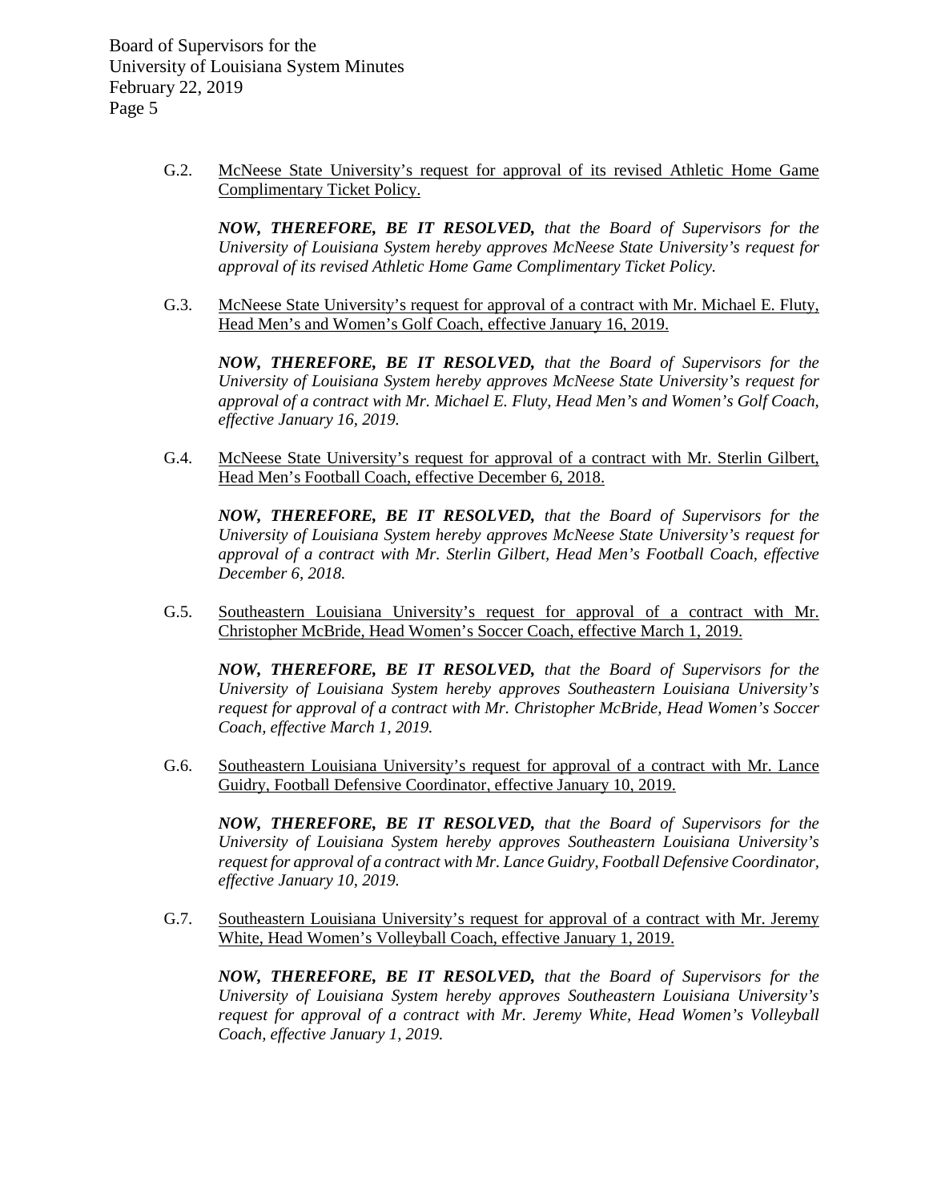G.2. <u>McNeese State University's request for approval of its revised Athletic Home Game Complimentary Ticket Policy.</u>

***NOW, THEREFORE, BE IT RESOLVED,*** *that the Board of Supervisors for the University of Louisiana System hereby approves McNeese State University's request for approval of its revised Athletic Home Game Complimentary Ticket Policy.*

G.3. <u>McNeese State University's request for approval of a contract with Mr. Michael E. Fluty, Head Men's and Women's Golf Coach, effective January 16, 2019.</u>

***NOW, THEREFORE, BE IT RESOLVED,*** *that the Board of Supervisors for the University of Louisiana System hereby approves McNeese State University's request for approval of a contract with Mr. Michael E. Fluty, Head Men's and Women's Golf Coach, effective January 16, 2019.*

G.4. <u>McNeese State University's request for approval of a contract with Mr. Sterlin Gilbert, Head Men's Football Coach, effective December 6, 2018.</u>

***NOW, THEREFORE, BE IT RESOLVED,*** *that the Board of Supervisors for the University of Louisiana System hereby approves McNeese State University's request for approval of a contract with Mr. Sterlin Gilbert, Head Men's Football Coach, effective December 6, 2018.*

G.5. <u>Southeastern Louisiana University's request for approval of a contract with Mr. Christopher McBride, Head Women's Soccer Coach, effective March 1, 2019.</u>

***NOW, THEREFORE, BE IT RESOLVED,*** *that the Board of Supervisors for the University of Louisiana System hereby approves Southeastern Louisiana University's request for approval of a contract with Mr. Christopher McBride, Head Women's Soccer Coach, effective March 1, 2019.*

G.6. <u>Southeastern Louisiana University's request for approval of a contract with Mr. Lance Guidry, Football Defensive Coordinator, effective January 10, 2019.</u>

***NOW, THEREFORE, BE IT RESOLVED,*** *that the Board of Supervisors for the University of Louisiana System hereby approves Southeastern Louisiana University's request for approval of a contract with Mr. Lance Guidry, Football Defensive Coordinator, effective January 10, 2019.*

G.7. <u>Southeastern Louisiana University's request for approval of a contract with Mr. Jeremy White, Head Women's Volleyball Coach, effective January 1, 2019.</u>

***NOW, THEREFORE, BE IT RESOLVED,*** *that the Board of Supervisors for the University of Louisiana System hereby approves Southeastern Louisiana University's request for approval of a contract with Mr. Jeremy White, Head Women's Volleyball Coach, effective January 1, 2019.*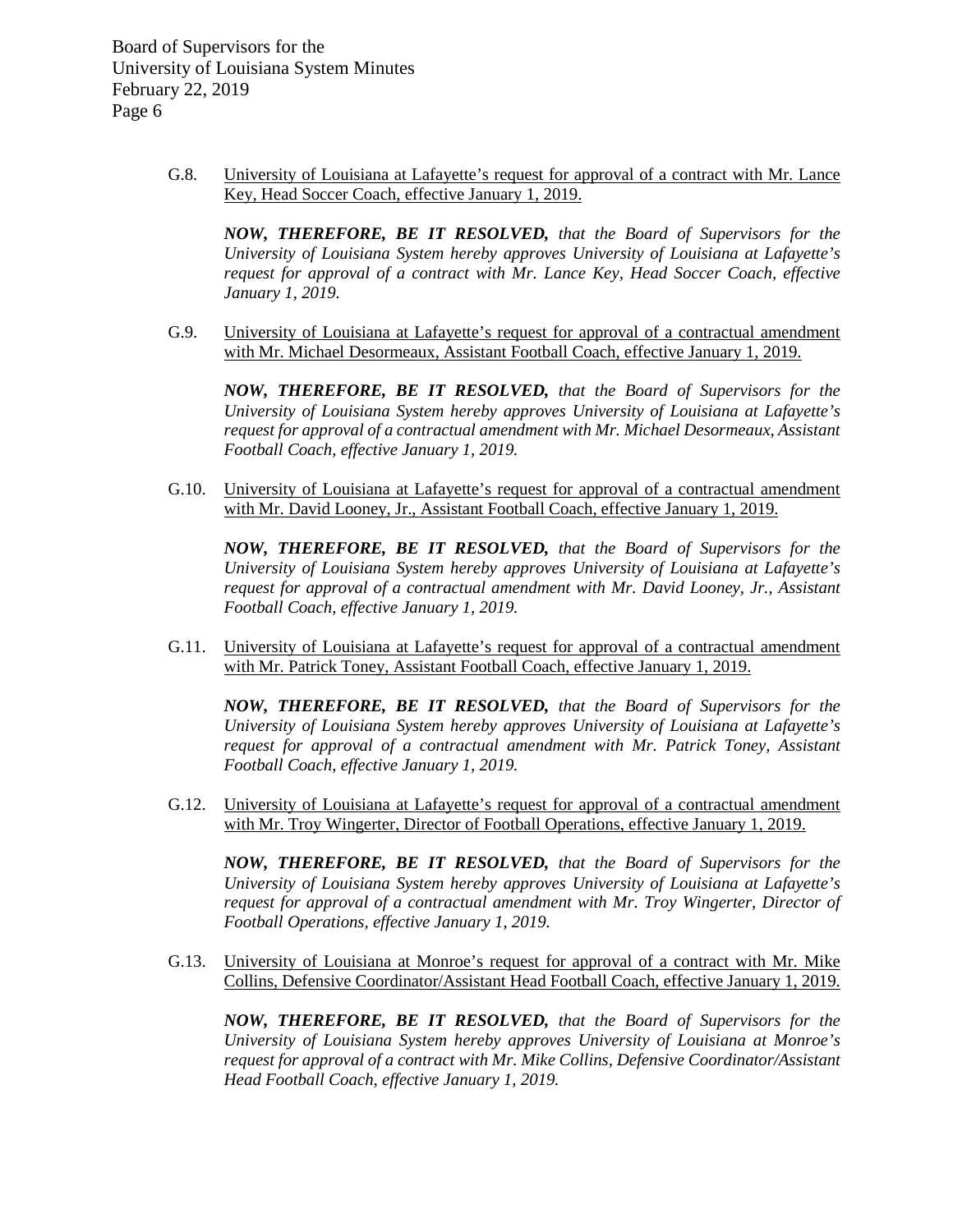G.8. University of Louisiana at Lafayette's request for approval of a contract with Mr. Lance Key, Head Soccer Coach, effective January 1, 2019.

***NOW, THEREFORE, BE IT RESOLVED,*** *that the Board of Supervisors for the University of Louisiana System hereby approves University of Louisiana at Lafayette's request for approval of a contract with Mr. Lance Key, Head Soccer Coach, effective January 1, 2019.*

G.9. University of Louisiana at Lafayette's request for approval of a contractual amendment with Mr. Michael Desormeaux, Assistant Football Coach, effective January 1, 2019.

***NOW, THEREFORE, BE IT RESOLVED,*** *that the Board of Supervisors for the University of Louisiana System hereby approves University of Louisiana at Lafayette's request for approval of a contractual amendment with Mr. Michael Desormeaux, Assistant Football Coach, effective January 1, 2019.*

G.10. University of Louisiana at Lafayette's request for approval of a contractual amendment with Mr. David Looney, Jr., Assistant Football Coach, effective January 1, 2019.

***NOW, THEREFORE, BE IT RESOLVED,*** *that the Board of Supervisors for the University of Louisiana System hereby approves University of Louisiana at Lafayette's request for approval of a contractual amendment with Mr. David Looney, Jr., Assistant Football Coach, effective January 1, 2019.*

G.11. University of Louisiana at Lafayette's request for approval of a contractual amendment with Mr. Patrick Toney, Assistant Football Coach, effective January 1, 2019.

***NOW, THEREFORE, BE IT RESOLVED,*** *that the Board of Supervisors for the University of Louisiana System hereby approves University of Louisiana at Lafayette's request for approval of a contractual amendment with Mr. Patrick Toney, Assistant Football Coach, effective January 1, 2019.*

G.12. University of Louisiana at Lafayette's request for approval of a contractual amendment with Mr. Troy Wingerter, Director of Football Operations, effective January 1, 2019.

***NOW, THEREFORE, BE IT RESOLVED,*** *that the Board of Supervisors for the University of Louisiana System hereby approves University of Louisiana at Lafayette's request for approval of a contractual amendment with Mr. Troy Wingerter, Director of Football Operations, effective January 1, 2019.*

G.13. University of Louisiana at Monroe's request for approval of a contract with Mr. Mike Collins, Defensive Coordinator/Assistant Head Football Coach, effective January 1, 2019.

***NOW, THEREFORE, BE IT RESOLVED,*** *that the Board of Supervisors for the University of Louisiana System hereby approves University of Louisiana at Monroe's request for approval of a contract with Mr. Mike Collins, Defensive Coordinator/Assistant Head Football Coach, effective January 1, 2019.*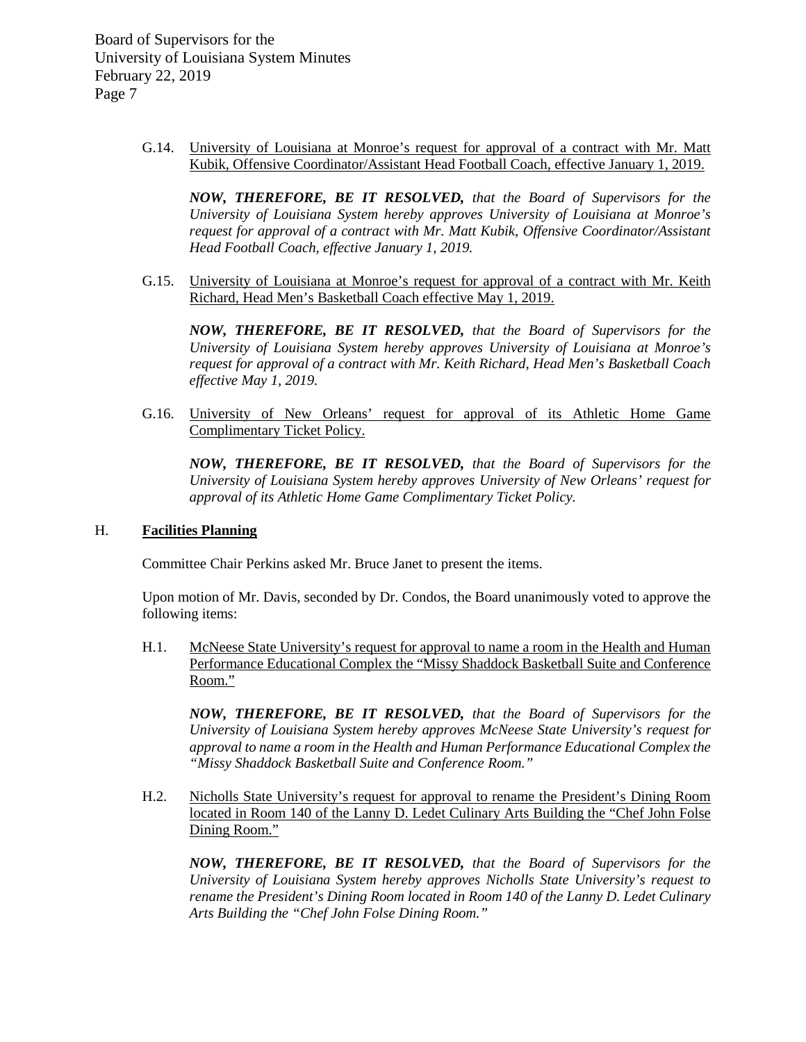G.14. <u>University of Louisiana at Monroe's request for approval of a contract with Mr. Matt Kubik, Offensive Coordinator/Assistant Head Football Coach, effective January 1, 2019.</u>

***NOW, THEREFORE, BE IT RESOLVED,*** *that the Board of Supervisors for the University of Louisiana System hereby approves University of Louisiana at Monroe's request for approval of a contract with Mr. Matt Kubik, Offensive Coordinator/Assistant Head Football Coach, effective January 1, 2019.*

G.15. <u>University of Louisiana at Monroe's request for approval of a contract with Mr. Keith Richard, Head Men's Basketball Coach effective May 1, 2019.</u>

***NOW, THEREFORE, BE IT RESOLVED,*** *that the Board of Supervisors for the University of Louisiana System hereby approves University of Louisiana at Monroe's request for approval of a contract with Mr. Keith Richard, Head Men's Basketball Coach effective May 1, 2019.*

G.16. <u>University of New Orleans' request for approval of its Athletic Home Game Complimentary Ticket Policy.</u>

***NOW, THEREFORE, BE IT RESOLVED,*** *that the Board of Supervisors for the University of Louisiana System hereby approves University of New Orleans' request for approval of its Athletic Home Game Complimentary Ticket Policy.*

## H. **<u>Facilities Planning</u>**

Committee Chair Perkins asked Mr. Bruce Janet to present the items.

Upon motion of Mr. Davis, seconded by Dr. Condos, the Board unanimously voted to approve the following items:

H.1. <u>McNeese State University's request for approval to name a room in the Health and Human Performance Educational Complex the "Missy Shaddock Basketball Suite and Conference Room."</u>

***NOW, THEREFORE, BE IT RESOLVED,*** *that the Board of Supervisors for the University of Louisiana System hereby approves McNeese State University's request for approval to name a room in the Health and Human Performance Educational Complex the "Missy Shaddock Basketball Suite and Conference Room."*

H.2. <u>Nicholls State University's request for approval to rename the President's Dining Room located in Room 140 of the Lanny D. Ledet Culinary Arts Building the "Chef John Folse Dining Room."</u>

***NOW, THEREFORE, BE IT RESOLVED,*** *that the Board of Supervisors for the University of Louisiana System hereby approves Nicholls State University's request to rename the President's Dining Room located in Room 140 of the Lanny D. Ledet Culinary Arts Building the "Chef John Folse Dining Room."*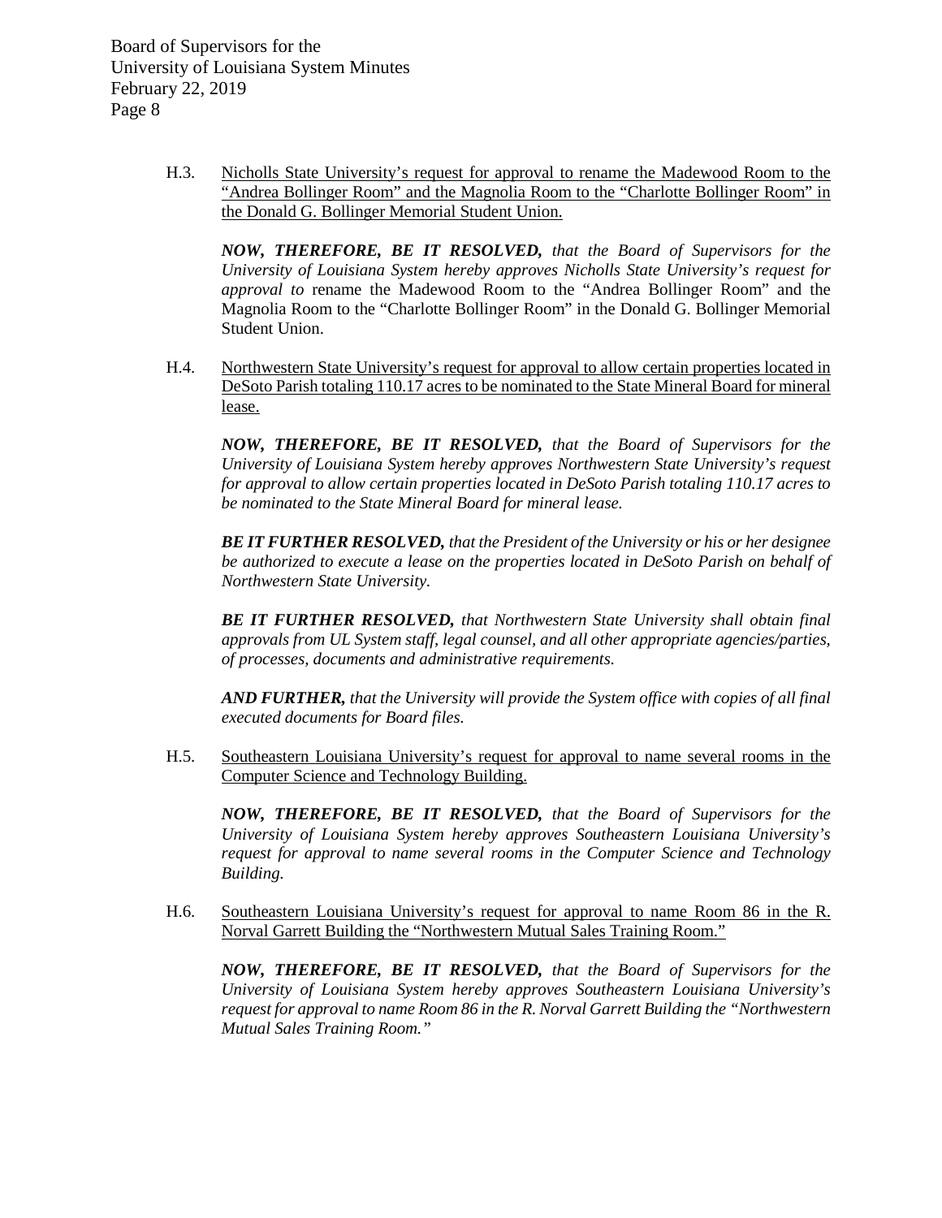H.3. Nicholls State University's request for approval to rename the Madewood Room to the "Andrea Bollinger Room" and the Magnolia Room to the "Charlotte Bollinger Room" in the Donald G. Bollinger Memorial Student Union.

***NOW, THEREFORE, BE IT RESOLVED,*** *that the Board of Supervisors for the University of Louisiana System hereby approves Nicholls State University's request for approval to* rename the Madewood Room to the "Andrea Bollinger Room" and the Magnolia Room to the "Charlotte Bollinger Room" in the Donald G. Bollinger Memorial Student Union.

H.4. Northwestern State University's request for approval to allow certain properties located in DeSoto Parish totaling 110.17 acres to be nominated to the State Mineral Board for mineral lease.

***NOW, THEREFORE, BE IT RESOLVED,*** *that the Board of Supervisors for the University of Louisiana System hereby approves Northwestern State University's request for approval to allow certain properties located in DeSoto Parish totaling 110.17 acres to be nominated to the State Mineral Board for mineral lease.*

***BE IT FURTHER RESOLVED,*** *that the President of the University or his or her designee be authorized to execute a lease on the properties located in DeSoto Parish on behalf of Northwestern State University.*

***BE IT FURTHER RESOLVED,*** *that Northwestern State University shall obtain final approvals from UL System staff, legal counsel, and all other appropriate agencies/parties, of processes, documents and administrative requirements.*

***AND FURTHER,*** *that the University will provide the System office with copies of all final executed documents for Board files.*

H.5. Southeastern Louisiana University's request for approval to name several rooms in the Computer Science and Technology Building.

***NOW, THEREFORE, BE IT RESOLVED,*** *that the Board of Supervisors for the University of Louisiana System hereby approves Southeastern Louisiana University's request for approval to name several rooms in the Computer Science and Technology Building.*

H.6. Southeastern Louisiana University's request for approval to name Room 86 in the R. Norval Garrett Building the "Northwestern Mutual Sales Training Room."

***NOW, THEREFORE, BE IT RESOLVED,*** *that the Board of Supervisors for the University of Louisiana System hereby approves Southeastern Louisiana University's request for approval to name Room 86 in the R. Norval Garrett Building the "Northwestern Mutual Sales Training Room."*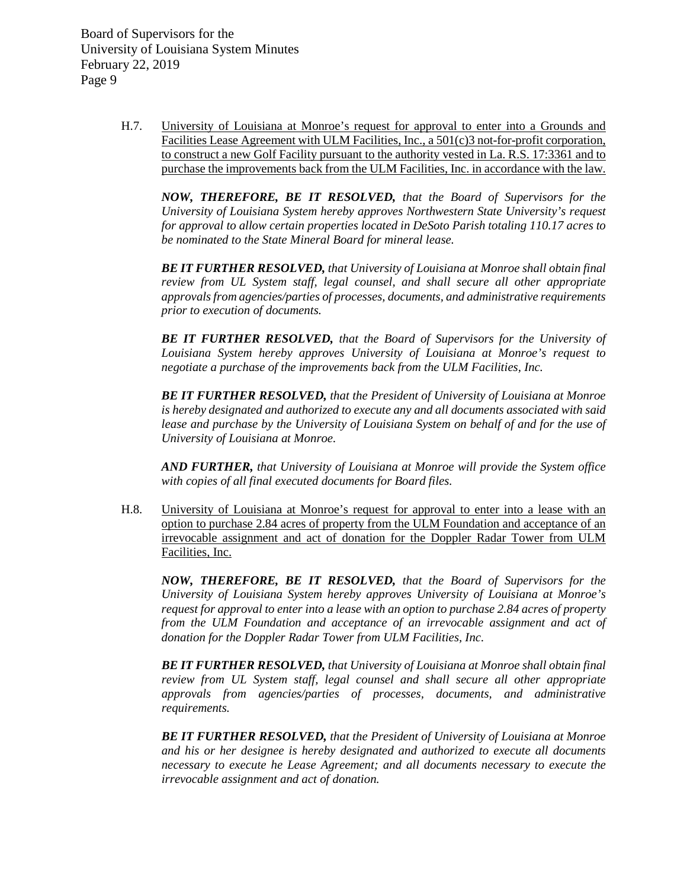H.7. University of Louisiana at Monroe's request for approval to enter into a Grounds and Facilities Lease Agreement with ULM Facilities, Inc., a 501(c)3 not-for-profit corporation, to construct a new Golf Facility pursuant to the authority vested in La. R.S. 17:3361 and to purchase the improvements back from the ULM Facilities, Inc. in accordance with the law.

***NOW, THEREFORE, BE IT RESOLVED,*** *that the Board of Supervisors for the University of Louisiana System hereby approves Northwestern State University's request for approval to allow certain properties located in DeSoto Parish totaling 110.17 acres to be nominated to the State Mineral Board for mineral lease.*

***BE IT FURTHER RESOLVED,*** *that University of Louisiana at Monroe shall obtain final review from UL System staff, legal counsel, and shall secure all other appropriate approvals from agencies/parties of processes, documents, and administrative requirements prior to execution of documents.*

***BE IT FURTHER RESOLVED,*** *that the Board of Supervisors for the University of Louisiana System hereby approves University of Louisiana at Monroe's request to negotiate a purchase of the improvements back from the ULM Facilities, Inc.*

***BE IT FURTHER RESOLVED,*** *that the President of University of Louisiana at Monroe is hereby designated and authorized to execute any and all documents associated with said lease and purchase by the University of Louisiana System on behalf of and for the use of University of Louisiana at Monroe.*

***AND FURTHER,*** *that University of Louisiana at Monroe will provide the System office with copies of all final executed documents for Board files.*

H.8. University of Louisiana at Monroe's request for approval to enter into a lease with an option to purchase 2.84 acres of property from the ULM Foundation and acceptance of an irrevocable assignment and act of donation for the Doppler Radar Tower from ULM Facilities, Inc.

***NOW, THEREFORE, BE IT RESOLVED,*** *that the Board of Supervisors for the University of Louisiana System hereby approves University of Louisiana at Monroe's request for approval to enter into a lease with an option to purchase 2.84 acres of property from the ULM Foundation and acceptance of an irrevocable assignment and act of donation for the Doppler Radar Tower from ULM Facilities, Inc.*

***BE IT FURTHER RESOLVED,*** *that University of Louisiana at Monroe shall obtain final review from UL System staff, legal counsel and shall secure all other appropriate approvals from agencies/parties of processes, documents, and administrative requirements.*

***BE IT FURTHER RESOLVED,*** *that the President of University of Louisiana at Monroe and his or her designee is hereby designated and authorized to execute all documents necessary to execute he Lease Agreement; and all documents necessary to execute the irrevocable assignment and act of donation.*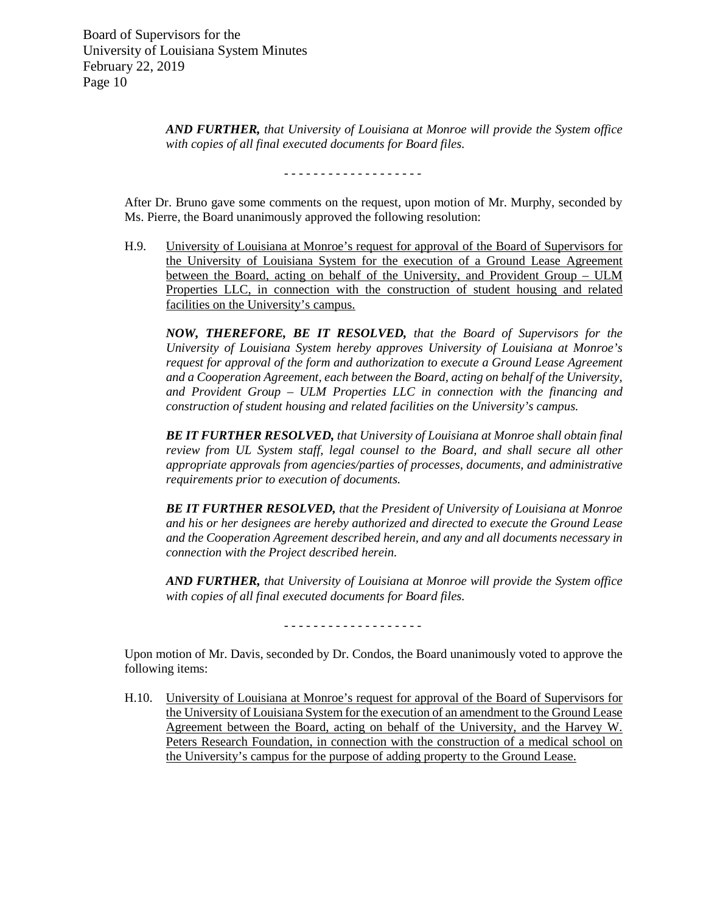***AND FURTHER,*** *that University of Louisiana at Monroe will provide the System office with copies of all final executed documents for Board files.*

\- - - - - - - - - - - - - - - - - -

After Dr. Bruno gave some comments on the request, upon motion of Mr. Murphy, seconded by Ms. Pierre, the Board unanimously approved the following resolution:

H.9. <u>University of Louisiana at Monroe's request for approval of the Board of Supervisors for the University of Louisiana System for the execution of a Ground Lease Agreement between the Board, acting on behalf of the University, and Provident Group – ULM Properties LLC, in connection with the construction of student housing and related facilities on the University's campus.</u>

***NOW, THEREFORE, BE IT RESOLVED,*** *that the Board of Supervisors for the University of Louisiana System hereby approves University of Louisiana at Monroe's request for approval of the form and authorization to execute a Ground Lease Agreement and a Cooperation Agreement, each between the Board, acting on behalf of the University, and Provident Group – ULM Properties LLC in connection with the financing and construction of student housing and related facilities on the University's campus.*

***BE IT FURTHER RESOLVED,*** *that University of Louisiana at Monroe shall obtain final review from UL System staff, legal counsel to the Board, and shall secure all other appropriate approvals from agencies/parties of processes, documents, and administrative requirements prior to execution of documents.*

***BE IT FURTHER RESOLVED,*** *that the President of University of Louisiana at Monroe and his or her designees are hereby authorized and directed to execute the Ground Lease and the Cooperation Agreement described herein, and any and all documents necessary in connection with the Project described herein.*

***AND FURTHER,*** *that University of Louisiana at Monroe will provide the System office with copies of all final executed documents for Board files.*

\- - - - - - - - - - - - - - - - - -

Upon motion of Mr. Davis, seconded by Dr. Condos, the Board unanimously voted to approve the following items:

H.10. <u>University of Louisiana at Monroe's request for approval of the Board of Supervisors for the University of Louisiana System for the execution of an amendment to the Ground Lease Agreement between the Board, acting on behalf of the University, and the Harvey W. Peters Research Foundation, in connection with the construction of a medical school on the University's campus for the purpose of adding property to the Ground Lease.</u>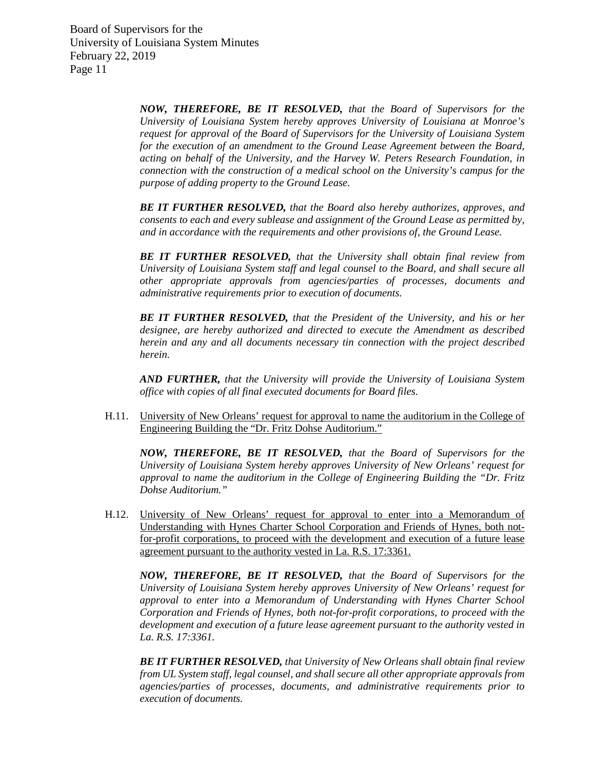*__NOW, THEREFORE, BE IT RESOLVED,__ that the Board of Supervisors for the University of Louisiana System hereby approves University of Louisiana at Monroe's request for approval of the Board of Supervisors for the University of Louisiana System for the execution of an amendment to the Ground Lease Agreement between the Board, acting on behalf of the University, and the Harvey W. Peters Research Foundation, in connection with the construction of a medical school on the University's campus for the purpose of adding property to the Ground Lease.*

*__BE IT FURTHER RESOLVED,__ that the Board also hereby authorizes, approves, and consents to each and every sublease and assignment of the Ground Lease as permitted by, and in accordance with the requirements and other provisions of, the Ground Lease.*

*__BE IT FURTHER RESOLVED,__ that the University shall obtain final review from University of Louisiana System staff and legal counsel to the Board, and shall secure all other appropriate approvals from agencies/parties of processes, documents and administrative requirements prior to execution of documents.*

*__BE IT FURTHER RESOLVED,__ that the President of the University, and his or her designee, are hereby authorized and directed to execute the Amendment as described herein and any and all documents necessary tin connection with the project described herein.*

*__AND FURTHER,__ that the University will provide the University of Louisiana System office with copies of all final executed documents for Board files.*

H.11. University of New Orleans' request for approval to name the auditorium in the College of Engineering Building the "Dr. Fritz Dohse Auditorium."

*__NOW, THEREFORE, BE IT RESOLVED,__ that the Board of Supervisors for the University of Louisiana System hereby approves University of New Orleans' request for approval to name the auditorium in the College of Engineering Building the "Dr. Fritz Dohse Auditorium."*

H.12. University of New Orleans' request for approval to enter into a Memorandum of Understanding with Hynes Charter School Corporation and Friends of Hynes, both not-for-profit corporations, to proceed with the development and execution of a future lease agreement pursuant to the authority vested in La. R.S. 17:3361.

*__NOW, THEREFORE, BE IT RESOLVED,__ that the Board of Supervisors for the University of Louisiana System hereby approves University of New Orleans' request for approval to enter into a Memorandum of Understanding with Hynes Charter School Corporation and Friends of Hynes, both not-for-profit corporations, to proceed with the development and execution of a future lease agreement pursuant to the authority vested in La. R.S. 17:3361.*

*__BE IT FURTHER RESOLVED,__ that University of New Orleans shall obtain final review from UL System staff, legal counsel, and shall secure all other appropriate approvals from agencies/parties of processes, documents, and administrative requirements prior to execution of documents.*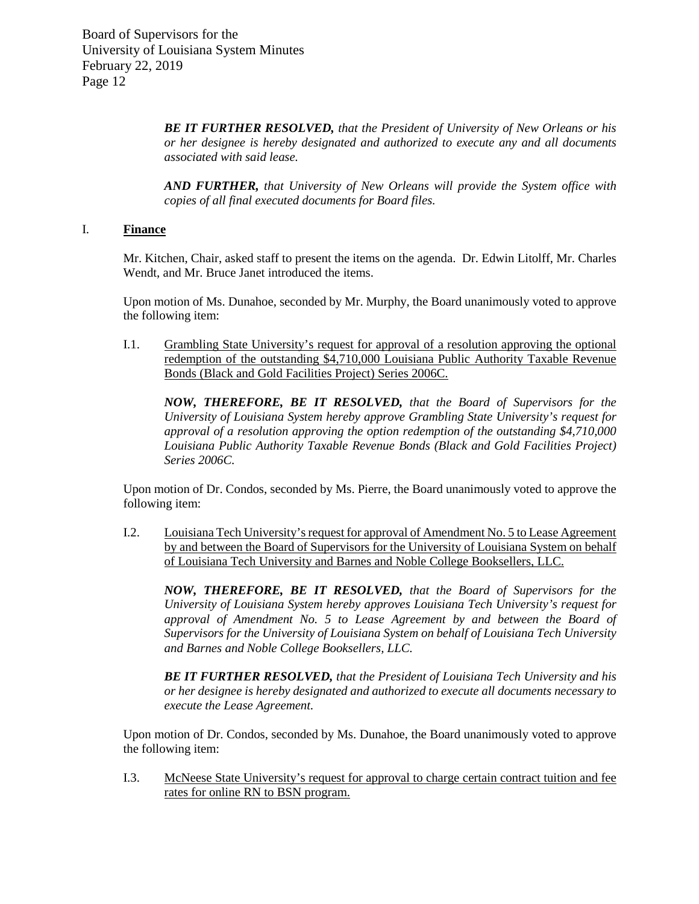***BE IT FURTHER RESOLVED,*** *that the President of University of New Orleans or his or her designee is hereby designated and authorized to execute any and all documents associated with said lease.*

***AND FURTHER,*** *that University of New Orleans will provide the System office with copies of all final executed documents for Board files.*

## I. **Finance**

Mr. Kitchen, Chair, asked staff to present the items on the agenda. Dr. Edwin Litolff, Mr. Charles Wendt, and Mr. Bruce Janet introduced the items.

Upon motion of Ms. Dunahoe, seconded by Mr. Murphy, the Board unanimously voted to approve the following item:

I.1. <u>Grambling State University's request for approval of a resolution approving the optional redemption of the outstanding $4,710,000 Louisiana Public Authority Taxable Revenue Bonds (Black and Gold Facilities Project) Series 2006C.</u>

***NOW, THEREFORE, BE IT RESOLVED,*** *that the Board of Supervisors for the University of Louisiana System hereby approve Grambling State University's request for approval of a resolution approving the option redemption of the outstanding $4,710,000 Louisiana Public Authority Taxable Revenue Bonds (Black and Gold Facilities Project) Series 2006C.*

Upon motion of Dr. Condos, seconded by Ms. Pierre, the Board unanimously voted to approve the following item:

I.2. <u>Louisiana Tech University's request for approval of Amendment No. 5 to Lease Agreement by and between the Board of Supervisors for the University of Louisiana System on behalf of Louisiana Tech University and Barnes and Noble College Booksellers, LLC.</u>

***NOW, THEREFORE, BE IT RESOLVED,*** *that the Board of Supervisors for the University of Louisiana System hereby approves Louisiana Tech University's request for approval of Amendment No. 5 to Lease Agreement by and between the Board of Supervisors for the University of Louisiana System on behalf of Louisiana Tech University and Barnes and Noble College Booksellers, LLC.*

***BE IT FURTHER RESOLVED,*** *that the President of Louisiana Tech University and his or her designee is hereby designated and authorized to execute all documents necessary to execute the Lease Agreement.*

Upon motion of Dr. Condos, seconded by Ms. Dunahoe, the Board unanimously voted to approve the following item:

I.3. <u>McNeese State University's request for approval to charge certain contract tuition and fee rates for online RN to BSN program.</u>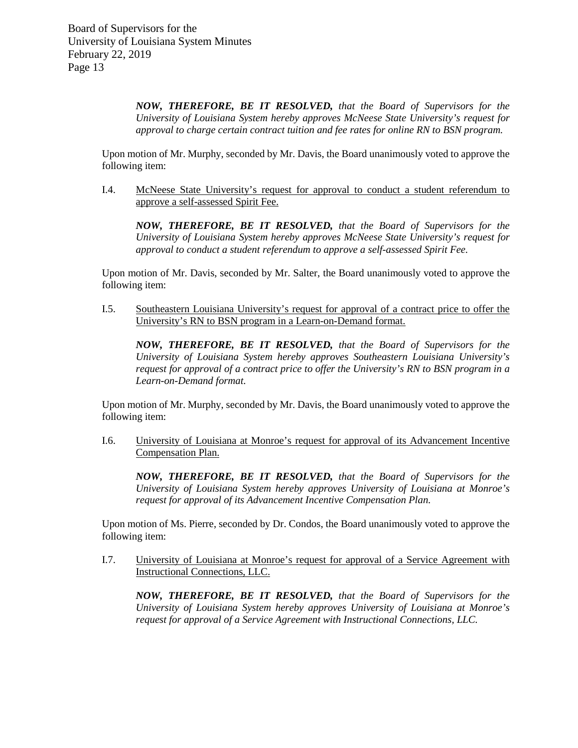***NOW, THEREFORE, BE IT RESOLVED,*** *that the Board of Supervisors for the University of Louisiana System hereby approves McNeese State University's request for approval to charge certain contract tuition and fee rates for online RN to BSN program.*

Upon motion of Mr. Murphy, seconded by Mr. Davis, the Board unanimously voted to approve the following item:

I.4. McNeese State University's request for approval to conduct a student referendum to approve a self-assessed Spirit Fee.

***NOW, THEREFORE, BE IT RESOLVED,*** *that the Board of Supervisors for the University of Louisiana System hereby approves McNeese State University's request for approval to conduct a student referendum to approve a self-assessed Spirit Fee.*

Upon motion of Mr. Davis, seconded by Mr. Salter, the Board unanimously voted to approve the following item:

I.5. Southeastern Louisiana University's request for approval of a contract price to offer the University's RN to BSN program in a Learn-on-Demand format.

***NOW, THEREFORE, BE IT RESOLVED,*** *that the Board of Supervisors for the University of Louisiana System hereby approves Southeastern Louisiana University's request for approval of a contract price to offer the University's RN to BSN program in a Learn-on-Demand format.*

Upon motion of Mr. Murphy, seconded by Mr. Davis, the Board unanimously voted to approve the following item:

I.6. University of Louisiana at Monroe's request for approval of its Advancement Incentive Compensation Plan.

***NOW, THEREFORE, BE IT RESOLVED,*** *that the Board of Supervisors for the University of Louisiana System hereby approves University of Louisiana at Monroe's request for approval of its Advancement Incentive Compensation Plan.*

Upon motion of Ms. Pierre, seconded by Dr. Condos, the Board unanimously voted to approve the following item:

I.7. University of Louisiana at Monroe's request for approval of a Service Agreement with Instructional Connections, LLC.

***NOW, THEREFORE, BE IT RESOLVED,*** *that the Board of Supervisors for the University of Louisiana System hereby approves University of Louisiana at Monroe's request for approval of a Service Agreement with Instructional Connections, LLC.*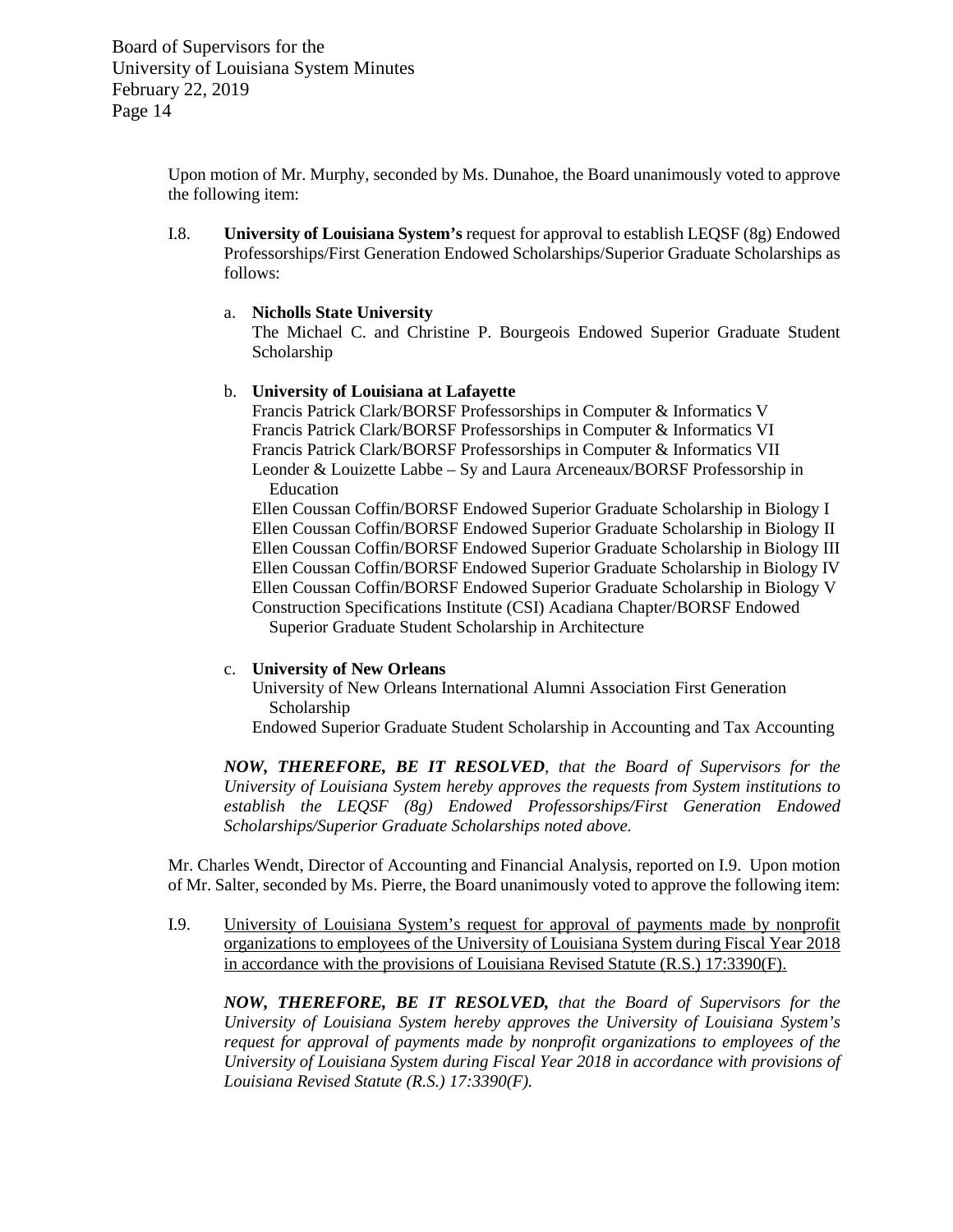Upon motion of Mr. Murphy, seconded by Ms. Dunahoe, the Board unanimously voted to approve the following item:

I.8. **University of Louisiana System's** request for approval to establish LEQSF (8g) Endowed Professorships/First Generation Endowed Scholarships/Superior Graduate Scholarships as follows:

a. **Nicholls State University**
The Michael C. and Christine P. Bourgeois Endowed Superior Graduate Student Scholarship

b. **University of Louisiana at Lafayette**
Francis Patrick Clark/BORSF Professorships in Computer & Informatics V
Francis Patrick Clark/BORSF Professorships in Computer & Informatics VI
Francis Patrick Clark/BORSF Professorships in Computer & Informatics VII
Leonder & Louizette Labbe – Sy and Laura Arceneaux/BORSF Professorship in Education
Ellen Coussan Coffin/BORSF Endowed Superior Graduate Scholarship in Biology I
Ellen Coussan Coffin/BORSF Endowed Superior Graduate Scholarship in Biology II
Ellen Coussan Coffin/BORSF Endowed Superior Graduate Scholarship in Biology III
Ellen Coussan Coffin/BORSF Endowed Superior Graduate Scholarship in Biology IV
Ellen Coussan Coffin/BORSF Endowed Superior Graduate Scholarship in Biology V
Construction Specifications Institute (CSI) Acadiana Chapter/BORSF Endowed Superior Graduate Student Scholarship in Architecture

c. **University of New Orleans**
University of New Orleans International Alumni Association First Generation Scholarship
Endowed Superior Graduate Student Scholarship in Accounting and Tax Accounting

***NOW, THEREFORE, BE IT RESOLVED****, that the Board of Supervisors for the University of Louisiana System hereby approves the requests from System institutions to establish the LEQSF (8g) Endowed Professorships/First Generation Endowed Scholarships/Superior Graduate Scholarships noted above.*

Mr. Charles Wendt, Director of Accounting and Financial Analysis, reported on I.9. Upon motion of Mr. Salter, seconded by Ms. Pierre, the Board unanimously voted to approve the following item:

I.9. <u>University of Louisiana System's request for approval of payments made by nonprofit organizations to employees of the University of Louisiana System during Fiscal Year 2018 in accordance with the provisions of Louisiana Revised Statute (R.S.) 17:3390(F).</u>

***NOW, THEREFORE, BE IT RESOLVED,*** *that the Board of Supervisors for the University of Louisiana System hereby approves the University of Louisiana System's request for approval of payments made by nonprofit organizations to employees of the University of Louisiana System during Fiscal Year 2018 in accordance with provisions of Louisiana Revised Statute (R.S.) 17:3390(F).*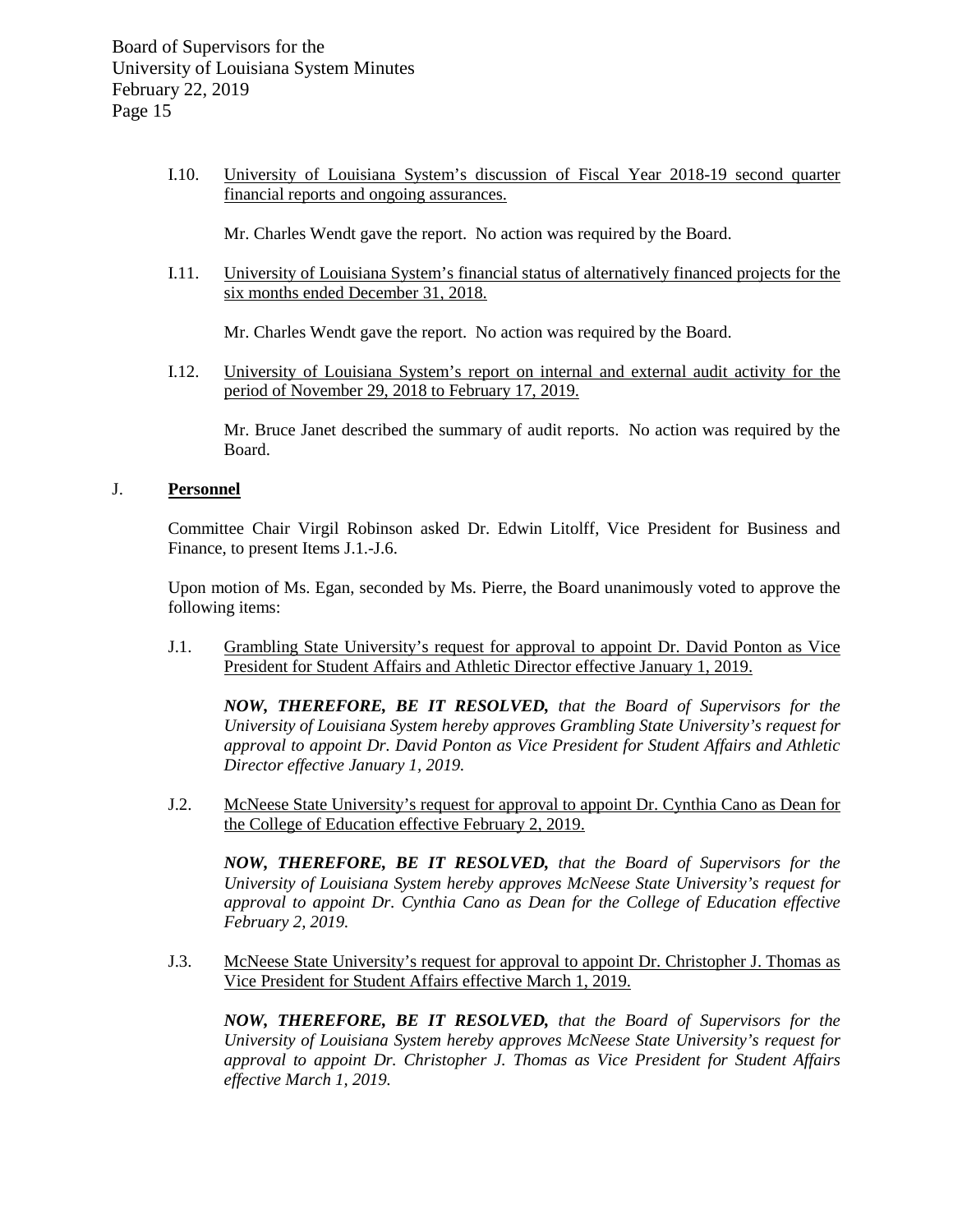I.10. University of Louisiana System's discussion of Fiscal Year 2018-19 second quarter financial reports and ongoing assurances.

Mr. Charles Wendt gave the report. No action was required by the Board.

I.11. University of Louisiana System's financial status of alternatively financed projects for the six months ended December 31, 2018.

Mr. Charles Wendt gave the report. No action was required by the Board.

I.12. University of Louisiana System's report on internal and external audit activity for the period of November 29, 2018 to February 17, 2019.

Mr. Bruce Janet described the summary of audit reports. No action was required by the Board.

## J. **Personnel**

Committee Chair Virgil Robinson asked Dr. Edwin Litolff, Vice President for Business and Finance, to present Items J.1.-J.6.

Upon motion of Ms. Egan, seconded by Ms. Pierre, the Board unanimously voted to approve the following items:

J.1. Grambling State University's request for approval to appoint Dr. David Ponton as Vice President for Student Affairs and Athletic Director effective January 1, 2019.

***NOW, THEREFORE, BE IT RESOLVED,*** *that the Board of Supervisors for the University of Louisiana System hereby approves Grambling State University's request for approval to appoint Dr. David Ponton as Vice President for Student Affairs and Athletic Director effective January 1, 2019.*

J.2. McNeese State University's request for approval to appoint Dr. Cynthia Cano as Dean for the College of Education effective February 2, 2019.

***NOW, THEREFORE, BE IT RESOLVED,*** *that the Board of Supervisors for the University of Louisiana System hereby approves McNeese State University's request for approval to appoint Dr. Cynthia Cano as Dean for the College of Education effective February 2, 2019.*

J.3. McNeese State University's request for approval to appoint Dr. Christopher J. Thomas as Vice President for Student Affairs effective March 1, 2019.

***NOW, THEREFORE, BE IT RESOLVED,*** *that the Board of Supervisors for the University of Louisiana System hereby approves McNeese State University's request for approval to appoint Dr. Christopher J. Thomas as Vice President for Student Affairs effective March 1, 2019.*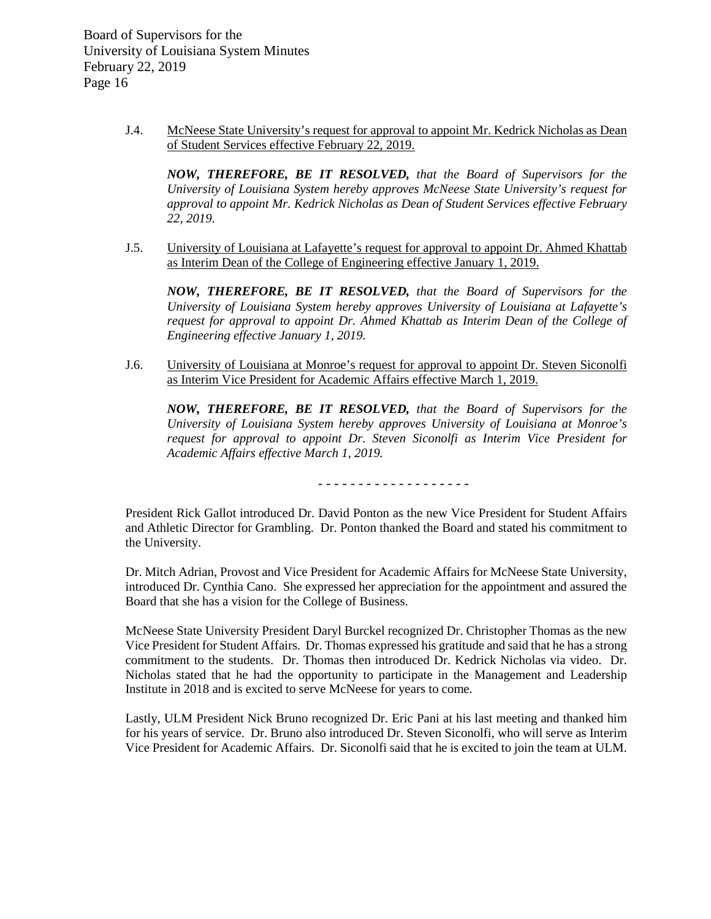J.4. McNeese State University's request for approval to appoint Mr. Kedrick Nicholas as Dean of Student Services effective February 22, 2019.

*NOW, THEREFORE, BE IT RESOLVED, that the Board of Supervisors for the University of Louisiana System hereby approves McNeese State University's request for approval to appoint Mr. Kedrick Nicholas as Dean of Student Services effective February 22, 2019.*

J.5. University of Louisiana at Lafayette's request for approval to appoint Dr. Ahmed Khattab as Interim Dean of the College of Engineering effective January 1, 2019.

*NOW, THEREFORE, BE IT RESOLVED, that the Board of Supervisors for the University of Louisiana System hereby approves University of Louisiana at Lafayette's request for approval to appoint Dr. Ahmed Khattab as Interim Dean of the College of Engineering effective January 1, 2019.*

J.6. University of Louisiana at Monroe's request for approval to appoint Dr. Steven Siconolfi as Interim Vice President for Academic Affairs effective March 1, 2019.

*NOW, THEREFORE, BE IT RESOLVED, that the Board of Supervisors for the University of Louisiana System hereby approves University of Louisiana at Monroe's request for approval to appoint Dr. Steven Siconolfi as Interim Vice President for Academic Affairs effective March 1, 2019.*

- - - - - - - - - - - - - - - - - -

President Rick Gallot introduced Dr. David Ponton as the new Vice President for Student Affairs and Athletic Director for Grambling. Dr. Ponton thanked the Board and stated his commitment to the University.

Dr. Mitch Adrian, Provost and Vice President for Academic Affairs for McNeese State University, introduced Dr. Cynthia Cano. She expressed her appreciation for the appointment and assured the Board that she has a vision for the College of Business.

McNeese State University President Daryl Burckel recognized Dr. Christopher Thomas as the new Vice President for Student Affairs. Dr. Thomas expressed his gratitude and said that he has a strong commitment to the students. Dr. Thomas then introduced Dr. Kedrick Nicholas via video. Dr. Nicholas stated that he had the opportunity to participate in the Management and Leadership Institute in 2018 and is excited to serve McNeese for years to come.

Lastly, ULM President Nick Bruno recognized Dr. Eric Pani at his last meeting and thanked him for his years of service. Dr. Bruno also introduced Dr. Steven Siconolfi, who will serve as Interim Vice President for Academic Affairs. Dr. Siconolfi said that he is excited to join the team at ULM.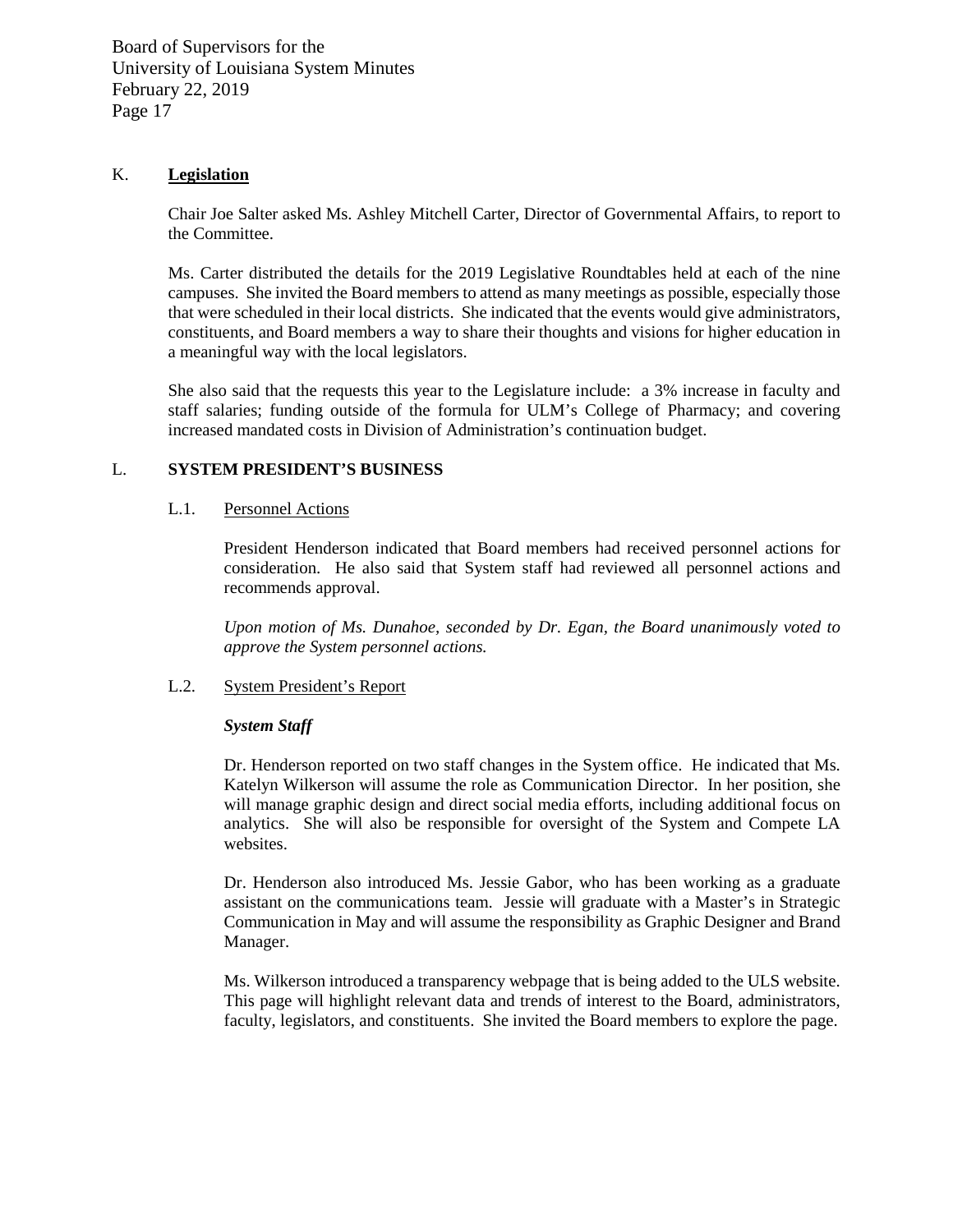## K. **Legislation**

Chair Joe Salter asked Ms. Ashley Mitchell Carter, Director of Governmental Affairs, to report to the Committee.

Ms. Carter distributed the details for the 2019 Legislative Roundtables held at each of the nine campuses. She invited the Board members to attend as many meetings as possible, especially those that were scheduled in their local districts. She indicated that the events would give administrators, constituents, and Board members a way to share their thoughts and visions for higher education in a meaningful way with the local legislators.

She also said that the requests this year to the Legislature include: a 3% increase in faculty and staff salaries; funding outside of the formula for ULM's College of Pharmacy; and covering increased mandated costs in Division of Administration's continuation budget.

## L. **SYSTEM PRESIDENT'S BUSINESS**

### L.1. Personnel Actions

President Henderson indicated that Board members had received personnel actions for consideration. He also said that System staff had reviewed all personnel actions and recommends approval.

*Upon motion of Ms. Dunahoe, seconded by Dr. Egan, the Board unanimously voted to approve the System personnel actions.*

### L.2. System President's Report

***System Staff***

Dr. Henderson reported on two staff changes in the System office. He indicated that Ms. Katelyn Wilkerson will assume the role as Communication Director. In her position, she will manage graphic design and direct social media efforts, including additional focus on analytics. She will also be responsible for oversight of the System and Compete LA websites.

Dr. Henderson also introduced Ms. Jessie Gabor, who has been working as a graduate assistant on the communications team. Jessie will graduate with a Master's in Strategic Communication in May and will assume the responsibility as Graphic Designer and Brand Manager.

Ms. Wilkerson introduced a transparency webpage that is being added to the ULS website. This page will highlight relevant data and trends of interest to the Board, administrators, faculty, legislators, and constituents. She invited the Board members to explore the page.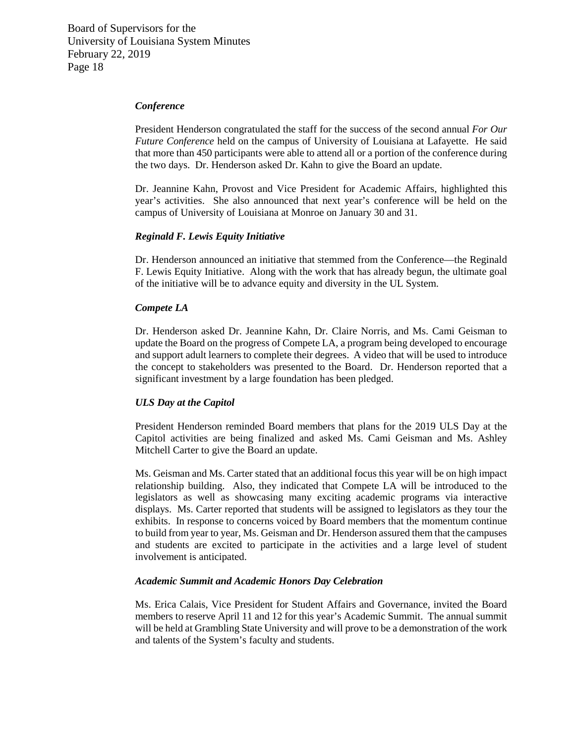***Conference***

President Henderson congratulated the staff for the success of the second annual *For Our Future Conference* held on the campus of University of Louisiana at Lafayette. He said that more than 450 participants were able to attend all or a portion of the conference during the two days. Dr. Henderson asked Dr. Kahn to give the Board an update.

Dr. Jeannine Kahn, Provost and Vice President for Academic Affairs, highlighted this year's activities. She also announced that next year's conference will be held on the campus of University of Louisiana at Monroe on January 30 and 31.

***Reginald F. Lewis Equity Initiative***

Dr. Henderson announced an initiative that stemmed from the Conference—the Reginald F. Lewis Equity Initiative. Along with the work that has already begun, the ultimate goal of the initiative will be to advance equity and diversity in the UL System.

***Compete LA***

Dr. Henderson asked Dr. Jeannine Kahn, Dr. Claire Norris, and Ms. Cami Geisman to update the Board on the progress of Compete LA, a program being developed to encourage and support adult learners to complete their degrees. A video that will be used to introduce the concept to stakeholders was presented to the Board. Dr. Henderson reported that a significant investment by a large foundation has been pledged.

***ULS Day at the Capitol***

President Henderson reminded Board members that plans for the 2019 ULS Day at the Capitol activities are being finalized and asked Ms. Cami Geisman and Ms. Ashley Mitchell Carter to give the Board an update.

Ms. Geisman and Ms. Carter stated that an additional focus this year will be on high impact relationship building. Also, they indicated that Compete LA will be introduced to the legislators as well as showcasing many exciting academic programs via interactive displays. Ms. Carter reported that students will be assigned to legislators as they tour the exhibits. In response to concerns voiced by Board members that the momentum continue to build from year to year, Ms. Geisman and Dr. Henderson assured them that the campuses and students are excited to participate in the activities and a large level of student involvement is anticipated.

***Academic Summit and Academic Honors Day Celebration***

Ms. Erica Calais, Vice President for Student Affairs and Governance, invited the Board members to reserve April 11 and 12 for this year's Academic Summit. The annual summit will be held at Grambling State University and will prove to be a demonstration of the work and talents of the System's faculty and students.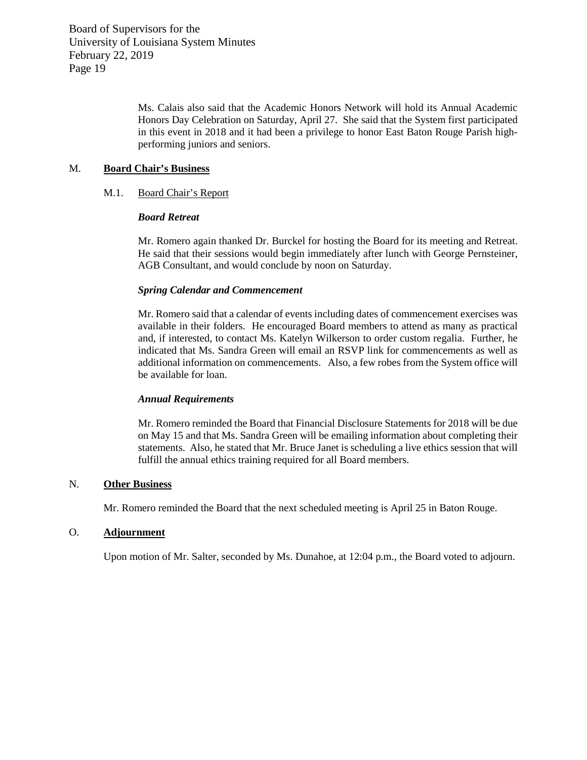Ms. Calais also said that the Academic Honors Network will hold its Annual Academic Honors Day Celebration on Saturday, April 27. She said that the System first participated in this event in 2018 and it had been a privilege to honor East Baton Rouge Parish high-performing juniors and seniors.

## M. **Board Chair's Business**

### M.1. Board Chair's Report

***Board Retreat***

Mr. Romero again thanked Dr. Burckel for hosting the Board for its meeting and Retreat. He said that their sessions would begin immediately after lunch with George Pernsteiner, AGB Consultant, and would conclude by noon on Saturday.

***Spring Calendar and Commencement***

Mr. Romero said that a calendar of events including dates of commencement exercises was available in their folders. He encouraged Board members to attend as many as practical and, if interested, to contact Ms. Katelyn Wilkerson to order custom regalia. Further, he indicated that Ms. Sandra Green will email an RSVP link for commencements as well as additional information on commencements. Also, a few robes from the System office will be available for loan.

***Annual Requirements***

Mr. Romero reminded the Board that Financial Disclosure Statements for 2018 will be due on May 15 and that Ms. Sandra Green will be emailing information about completing their statements. Also, he stated that Mr. Bruce Janet is scheduling a live ethics session that will fulfill the annual ethics training required for all Board members.

## N. **Other Business**

Mr. Romero reminded the Board that the next scheduled meeting is April 25 in Baton Rouge.

## O. **Adjournment**

Upon motion of Mr. Salter, seconded by Ms. Dunahoe, at 12:04 p.m., the Board voted to adjourn.